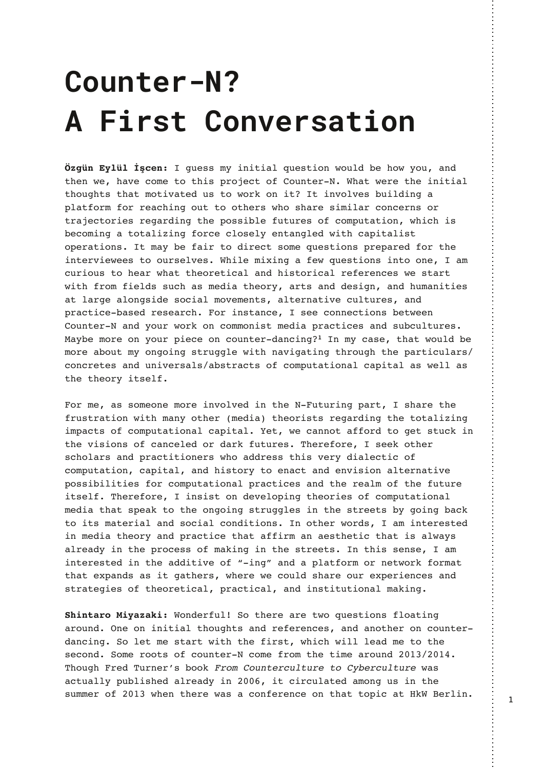# Counter-N? A First Conversation

**Özgün Eylül İşcen:** I guess my initial question would be how you, and then we, have come to this project of Counter-N. What were the initial thoughts that motivated us to work on it? It involves building a platform for reaching out to others who share similar concerns or trajectories regarding the possible futures of computation, which is becoming a totalizing force closely entangled with capitalist operations. It may be fair to direct some questions prepared for the interviewees to ourselves. While mixing a few questions into one, I am curious to hear what theoretical and historical references we start with from fields such as media theory, arts and design, and humanities at large alongside social movements, alternative cultures, and practice-based research. For instance, I see connections between Counter-N and your work on commonist media practices and subcultures. Maybe more on your piece on counter-dancing?[1] In my case, that would be more about my ongoing struggle with navigating through the particulars/concretes and universals/abstracts of computational capital as well as the theory itself.

For me, as someone more involved in the N-Futuring part, I share the frustration with many other (media) theorists regarding the totalizing impacts of computational capital. Yet, we cannot afford to get stuck in the visions of canceled or dark futures. Therefore, I seek other scholars and practitioners who address this very dialectic of computation, capital, and history to enact and envision alternative possibilities for computational practices and the realm of the future itself. Therefore, I insist on developing theories of computational media that speak to the ongoing struggles in the streets by going back to its material and social conditions. In other words, I am interested in media theory and practice that affirm an aesthetic that is always already in the process of making in the streets. In this sense, I am interested in the additive of "-ing" and a platform or network format that expands as it gathers, where we could share our experiences and strategies of theoretical, practical, and institutional making.

**Shintaro Miyazaki:** Wonderful! So there are two questions floating around. One on initial thoughts and references, and another on counter-dancing. So let me start with the first, which will lead me to the second. Some roots of counter-N come from the time around 2013/2014. Though Fred Turner's book *From Counterculture to Cyberculture* was actually published already in 2006, it circulated among us in the summer of 2013 when there was a conference on that topic at HkW Berlin.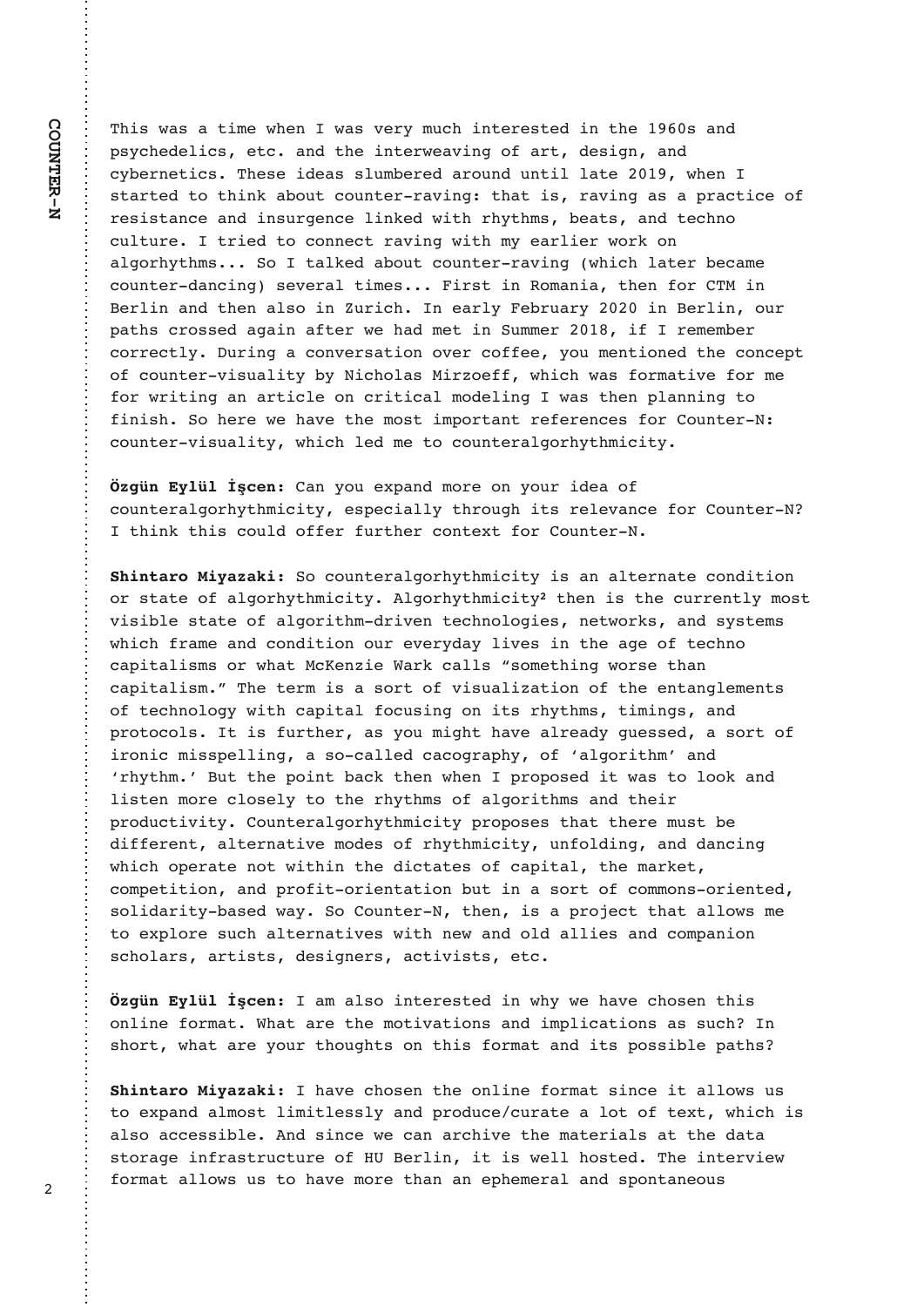This was a time when I was very much interested in the 1960s and psychedelics, etc. and the interweaving of art, design, and cybernetics. These ideas slumbered around until late 2019, when I started to think about counter-raving: that is, raving as a practice of resistance and insurgence linked with rhythms, beats, and techno culture. I tried to connect raving with my earlier work on algorhythms... So I talked about counter-raving (which later became counter-dancing) several times... First in Romania, then for CTM in Berlin and then also in Zurich. In early February 2020 in Berlin, our paths crossed again after we had met in Summer 2018, if I remember correctly. During a conversation over coffee, you mentioned the concept of counter-visuality by Nicholas Mirzoeff, which was formative for me for writing an article on critical modeling I was then planning to finish. So here we have the most important references for Counter-N: counter-visuality, which led me to counteralgorhythmicity.

**Özgün Eylül İşcen:** Can you expand more on your idea of counteralgorhythmicity, especially through its relevance for Counter-N? I think this could offer further context for Counter-N.

**Shintaro Miyazaki:** So counteralgorhythmicity is an alternate condition or state of algorhythmicity. Algorhythmicity[2] then is the currently most visible state of algorithm-driven technologies, networks, and systems which frame and condition our everyday lives in the age of techno capitalisms or what McKenzie Wark calls "something worse than capitalism." The term is a sort of visualization of the entanglements of technology with capital focusing on its rhythms, timings, and protocols. It is further, as you might have already guessed, a sort of ironic misspelling, a so-called cacography, of 'algorithm' and 'rhythm.' But the point back then when I proposed it was to look and listen more closely to the rhythms of algorithms and their productivity. Counteralgorhythmicity proposes that there must be different, alternative modes of rhythmicity, unfolding, and dancing which operate not within the dictates of capital, the market, competition, and profit-orientation but in a sort of commons-oriented, solidarity-based way. So Counter-N, then, is a project that allows me to explore such alternatives with new and old allies and companion scholars, artists, designers, activists, etc.

**Özgün Eylül İşcen:** I am also interested in why we have chosen this online format. What are the motivations and implications as such? In short, what are your thoughts on this format and its possible paths?

**Shintaro Miyazaki:** I have chosen the online format since it allows us to expand almost limitlessly and produce/curate a lot of text, which is also accessible. And since we can archive the materials at the data storage infrastructure of HU Berlin, it is well hosted. The interview format allows us to have more than an ephemeral and spontaneous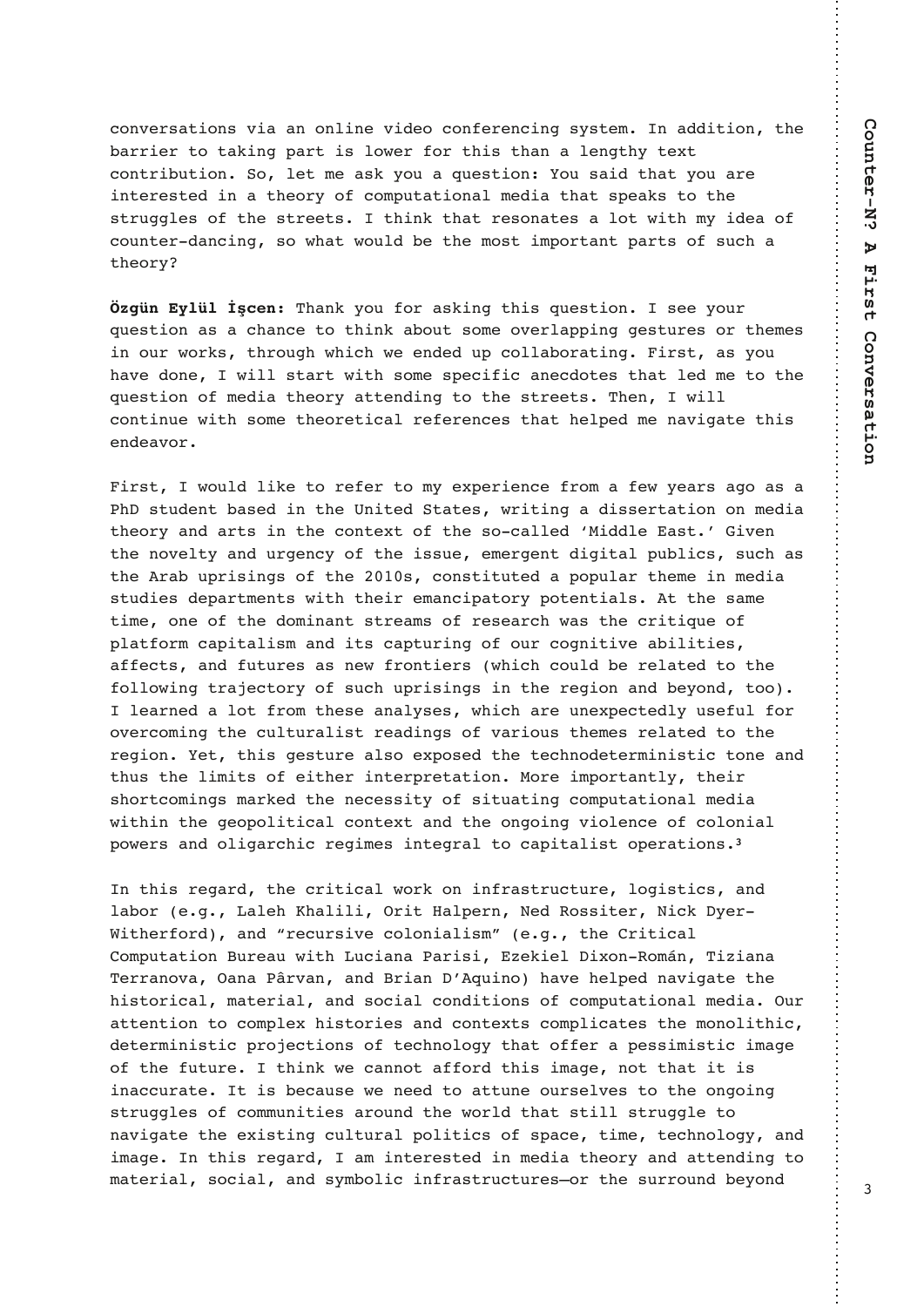conversations via an online video conferencing system. In addition, the barrier to taking part is lower for this than a lengthy text contribution. So, let me ask you a question: You said that you are interested in a theory of computational media that speaks to the struggles of the streets. I think that resonates a lot with my idea of counter-dancing, so what would be the most important parts of such a theory?

**Özgün Eylül İşcen:** Thank you for asking this question. I see your question as a chance to think about some overlapping gestures or themes in our works, through which we ended up collaborating. First, as you have done, I will start with some specific anecdotes that led me to the question of media theory attending to the streets. Then, I will continue with some theoretical references that helped me navigate this endeavor.

First, I would like to refer to my experience from a few years ago as a PhD student based in the United States, writing a dissertation on media theory and arts in the context of the so-called 'Middle East.' Given the novelty and urgency of the issue, emergent digital publics, such as the Arab uprisings of the 2010s, constituted a popular theme in media studies departments with their emancipatory potentials. At the same time, one of the dominant streams of research was the critique of platform capitalism and its capturing of our cognitive abilities, affects, and futures as new frontiers (which could be related to the following trajectory of such uprisings in the region and beyond, too). I learned a lot from these analyses, which are unexpectedly useful for overcoming the culturalist readings of various themes related to the region. Yet, this gesture also exposed the technodeterministic tone and thus the limits of either interpretation. More importantly, their shortcomings marked the necessity of situating computational media within the geopolitical context and the ongoing violence of colonial powers and oligarchic regimes integral to capitalist operations.[3]

In this regard, the critical work on infrastructure, logistics, and labor (e.g., Laleh Khalili, Orit Halpern, Ned Rossiter, Nick Dyer-Witherford), and "recursive colonialism" (e.g., the Critical Computation Bureau with Luciana Parisi, Ezekiel Dixon-Román, Tiziana Terranova, Oana Pârvan, and Brian D'Aquino) have helped navigate the historical, material, and social conditions of computational media. Our attention to complex histories and contexts complicates the monolithic, deterministic projections of technology that offer a pessimistic image of the future. I think we cannot afford this image, not that it is inaccurate. It is because we need to attune ourselves to the ongoing struggles of communities around the world that still struggle to navigate the existing cultural politics of space, time, technology, and image. In this regard, I am interested in media theory and attending to material, social, and symbolic infrastructures—or the surround beyond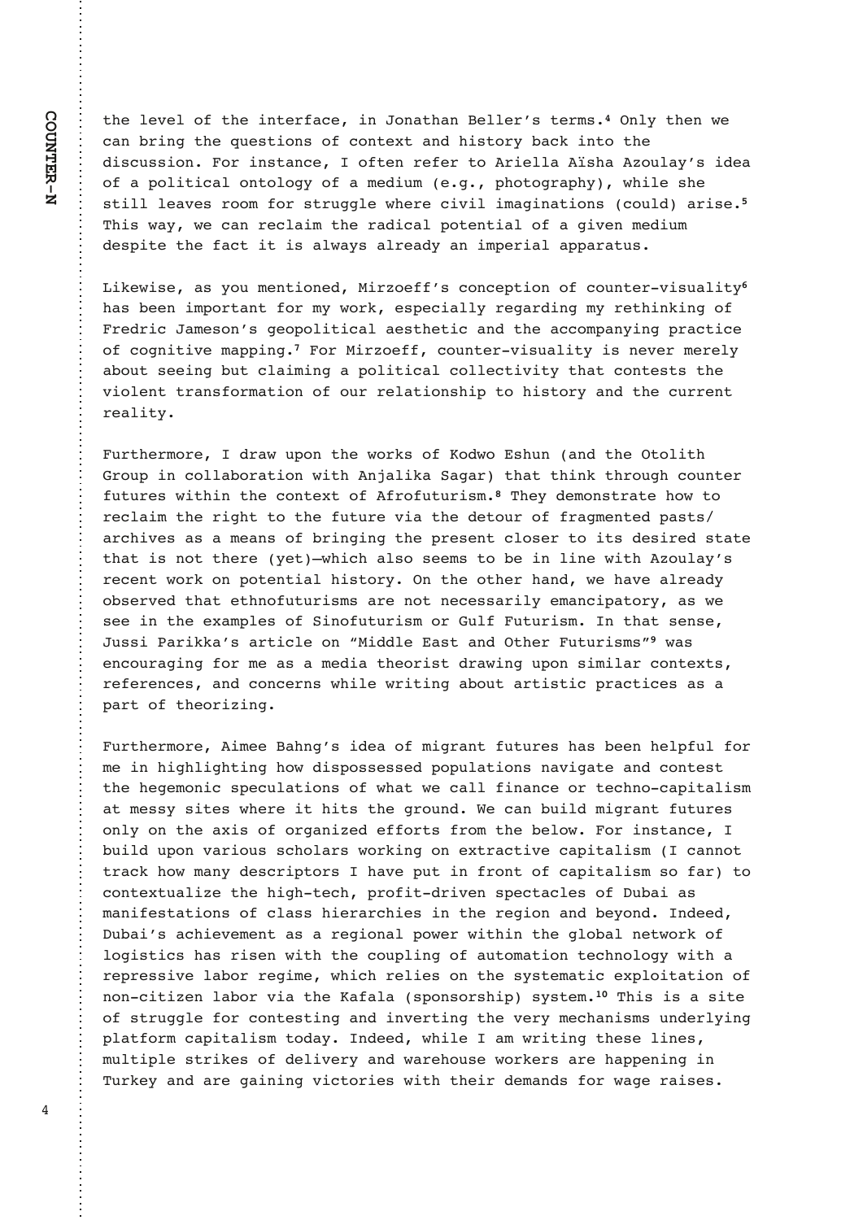the level of the interface, in Jonathan Beller's terms.[4] Only then we can bring the questions of context and history back into the discussion. For instance, I often refer to Ariella Aïsha Azoulay's idea of a political ontology of a medium (e.g., photography), while she still leaves room for struggle where civil imaginations (could) arise.[5] This way, we can reclaim the radical potential of a given medium despite the fact it is always already an imperial apparatus.

Likewise, as you mentioned, Mirzoeff's conception of counter-visuality[6] has been important for my work, especially regarding my rethinking of Fredric Jameson's geopolitical aesthetic and the accompanying practice of cognitive mapping.[7] For Mirzoeff, counter-visuality is never merely about seeing but claiming a political collectivity that contests the violent transformation of our relationship to history and the current reality.

Furthermore, I draw upon the works of Kodwo Eshun (and the Otolith Group in collaboration with Anjalika Sagar) that think through counter futures within the context of Afrofuturism.[8] They demonstrate how to reclaim the right to the future via the detour of fragmented pasts/archives as a means of bringing the present closer to its desired state that is not there (yet)—which also seems to be in line with Azoulay's recent work on potential history. On the other hand, we have already observed that ethnofuturisms are not necessarily emancipatory, as we see in the examples of Sinofuturism or Gulf Futurism. In that sense, Jussi Parikka's article on "Middle East and Other Futurisms"[9] was encouraging for me as a media theorist drawing upon similar contexts, references, and concerns while writing about artistic practices as a part of theorizing.

Furthermore, Aimee Bahng's idea of migrant futures has been helpful for me in highlighting how dispossessed populations navigate and contest the hegemonic speculations of what we call finance or techno-capitalism at messy sites where it hits the ground. We can build migrant futures only on the axis of organized efforts from the below. For instance, I build upon various scholars working on extractive capitalism (I cannot track how many descriptors I have put in front of capitalism so far) to contextualize the high-tech, profit-driven spectacles of Dubai as manifestations of class hierarchies in the region and beyond. Indeed, Dubai's achievement as a regional power within the global network of logistics has risen with the coupling of automation technology with a repressive labor regime, which relies on the systematic exploitation of non-citizen labor via the Kafala (sponsorship) system.[10] This is a site of struggle for contesting and inverting the very mechanisms underlying platform capitalism today. Indeed, while I am writing these lines, multiple strikes of delivery and warehouse workers are happening in Turkey and are gaining victories with their demands for wage raises.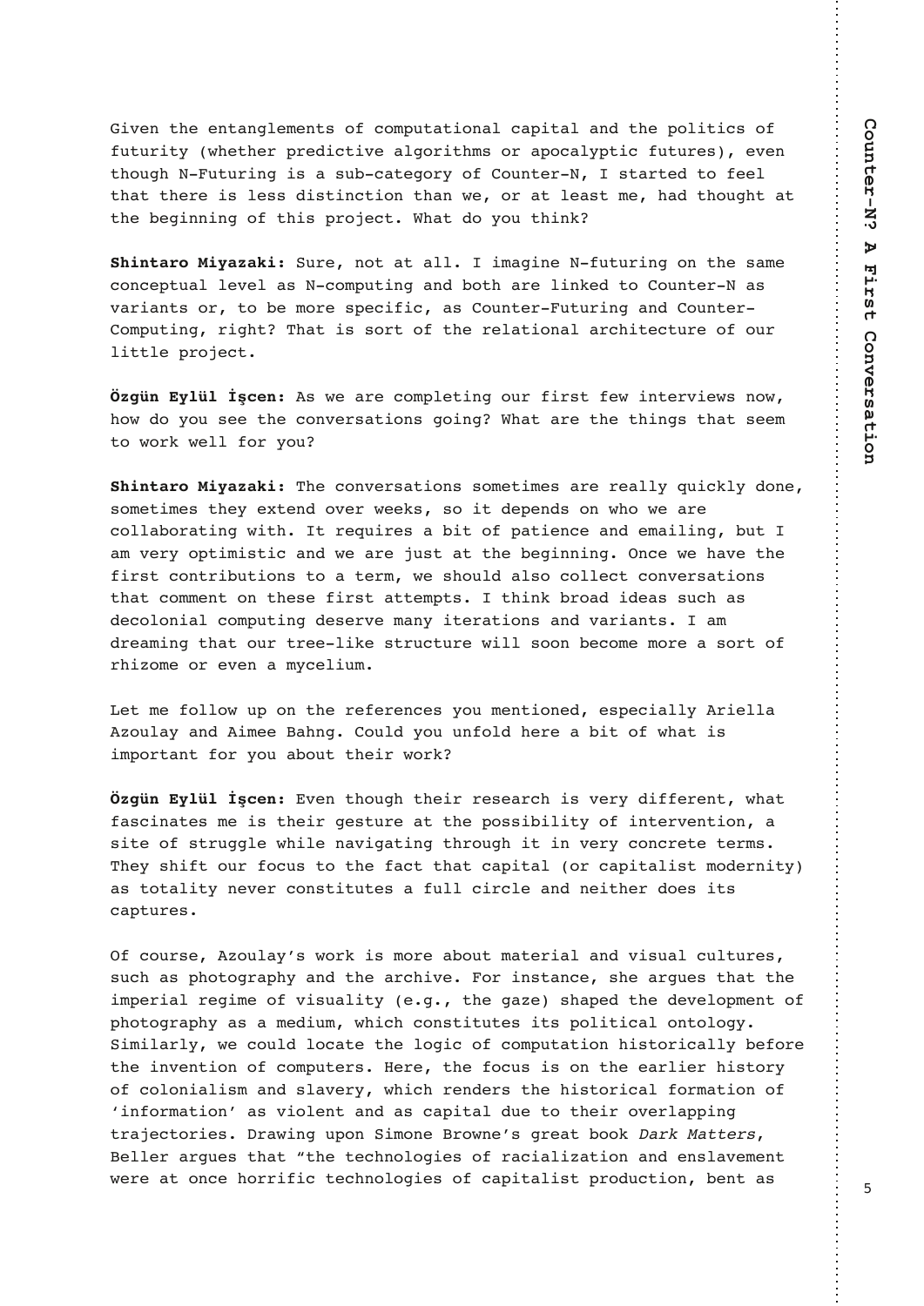Given the entanglements of computational capital and the politics of futurity (whether predictive algorithms or apocalyptic futures), even though N-Futuring is a sub-category of Counter-N, I started to feel that there is less distinction than we, or at least me, had thought at the beginning of this project. What do you think?

**Shintaro Miyazaki:** Sure, not at all. I imagine N-futuring on the same conceptual level as N-computing and both are linked to Counter-N as variants or, to be more specific, as Counter-Futuring and Counter-Computing, right? That is sort of the relational architecture of our little project.

**Özgün Eylül İşcen:** As we are completing our first few interviews now, how do you see the conversations going? What are the things that seem to work well for you?

**Shintaro Miyazaki:** The conversations sometimes are really quickly done, sometimes they extend over weeks, so it depends on who we are collaborating with. It requires a bit of patience and emailing, but I am very optimistic and we are just at the beginning. Once we have the first contributions to a term, we should also collect conversations that comment on these first attempts. I think broad ideas such as decolonial computing deserve many iterations and variants. I am dreaming that our tree-like structure will soon become more a sort of rhizome or even a mycelium.

Let me follow up on the references you mentioned, especially Ariella Azoulay and Aimee Bahng. Could you unfold here a bit of what is important for you about their work?

**Özgün Eylül İşcen:** Even though their research is very different, what fascinates me is their gesture at the possibility of intervention, a site of struggle while navigating through it in very concrete terms. They shift our focus to the fact that capital (or capitalist modernity) as totality never constitutes a full circle and neither does its captures.

Of course, Azoulay's work is more about material and visual cultures, such as photography and the archive. For instance, she argues that the imperial regime of visuality (e.g., the gaze) shaped the development of photography as a medium, which constitutes its political ontology. Similarly, we could locate the logic of computation historically before the invention of computers. Here, the focus is on the earlier history of colonialism and slavery, which renders the historical formation of 'information' as violent and as capital due to their overlapping trajectories. Drawing upon Simone Browne's great book *Dark Matters*, Beller argues that "the technologies of racialization and enslavement were at once horrific technologies of capitalist production, bent as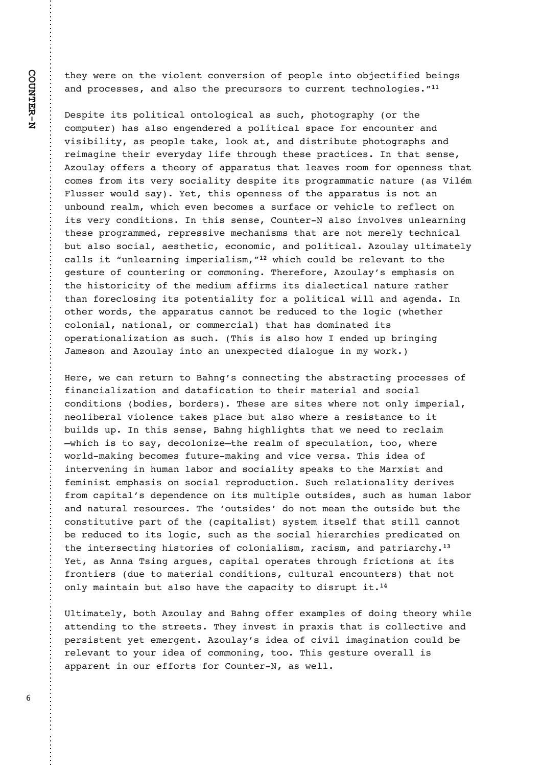they were on the violent conversion of people into objectified beings and processes, and also the precursors to current technologies."[11]

Despite its political ontological as such, photography (or the computer) has also engendered a political space for encounter and visibility, as people take, look at, and distribute photographs and reimagine their everyday life through these practices. In that sense, Azoulay offers a theory of apparatus that leaves room for openness that comes from its very sociality despite its programmatic nature (as Vilém Flusser would say). Yet, this openness of the apparatus is not an unbound realm, which even becomes a surface or vehicle to reflect on its very conditions. In this sense, Counter-N also involves unlearning these programmed, repressive mechanisms that are not merely technical but also social, aesthetic, economic, and political. Azoulay ultimately calls it "unlearning imperialism,"[12] which could be relevant to the gesture of countering or commoning. Therefore, Azoulay's emphasis on the historicity of the medium affirms its dialectical nature rather than foreclosing its potentiality for a political will and agenda. In other words, the apparatus cannot be reduced to the logic (whether colonial, national, or commercial) that has dominated its operationalization as such. (This is also how I ended up bringing Jameson and Azoulay into an unexpected dialogue in my work.)

Here, we can return to Bahng's connecting the abstracting processes of financialization and datafication to their material and social conditions (bodies, borders). These are sites where not only imperial, neoliberal violence takes place but also where a resistance to it builds up. In this sense, Bahng highlights that we need to reclaim —which is to say, decolonize—the realm of speculation, too, where world-making becomes future-making and vice versa. This idea of intervening in human labor and sociality speaks to the Marxist and feminist emphasis on social reproduction. Such relationality derives from capital's dependence on its multiple outsides, such as human labor and natural resources. The 'outsides' do not mean the outside but the constitutive part of the (capitalist) system itself that still cannot be reduced to its logic, such as the social hierarchies predicated on the intersecting histories of colonialism, racism, and patriarchy.[13] Yet, as Anna Tsing argues, capital operates through frictions at its frontiers (due to material conditions, cultural encounters) that not only maintain but also have the capacity to disrupt it.[14]

Ultimately, both Azoulay and Bahng offer examples of doing theory while attending to the streets. They invest in praxis that is collective and persistent yet emergent. Azoulay's idea of civil imagination could be relevant to your idea of commoning, too. This gesture overall is apparent in our efforts for Counter-N, as well.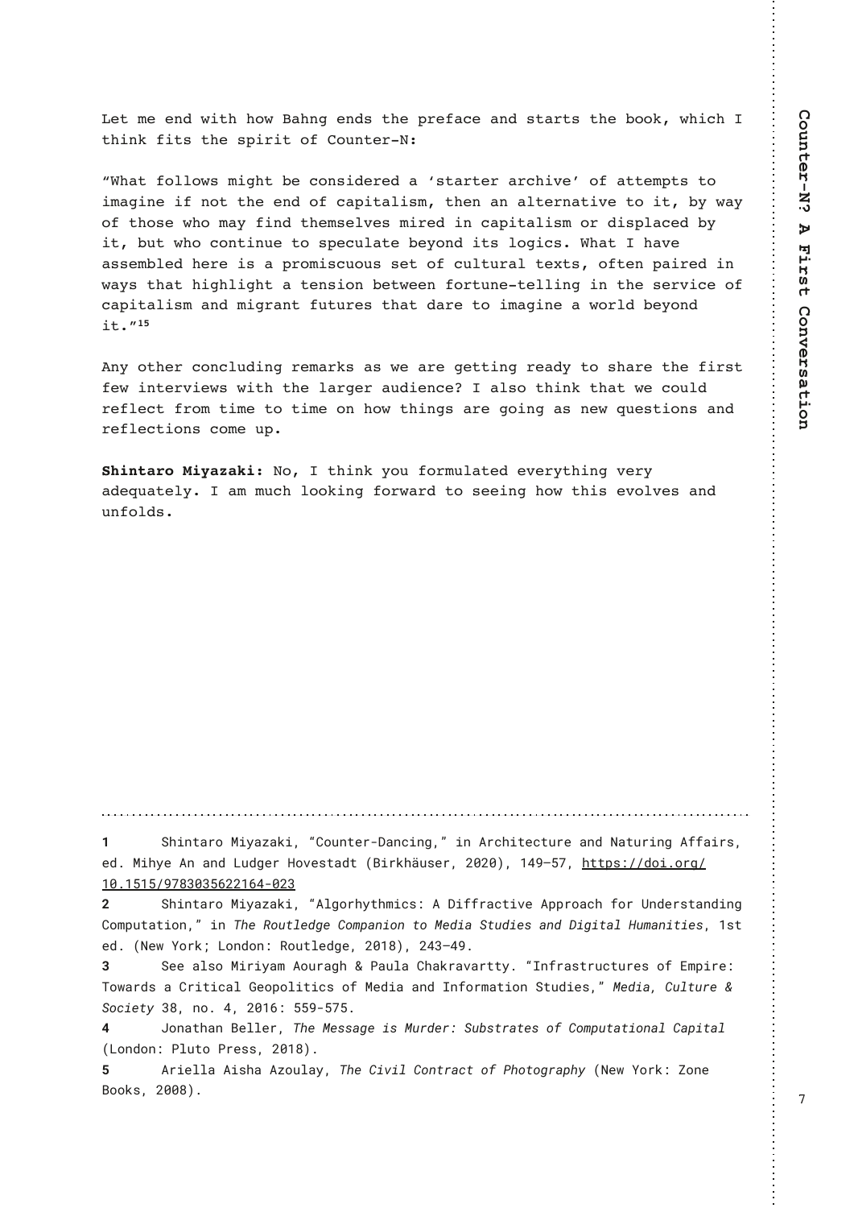Let me end with how Bahng ends the preface and starts the book, which I think fits the spirit of Counter-N:

"What follows might be considered a 'starter archive' of attempts to imagine if not the end of capitalism, then an alternative to it, by way of those who may find themselves mired in capitalism or displaced by it, but who continue to speculate beyond its logics. What I have assembled here is a promiscuous set of cultural texts, often paired in ways that highlight a tension between fortune-telling in the service of capitalism and migrant futures that dare to imagine a world beyond it."[15]

Any other concluding remarks as we are getting ready to share the first few interviews with the larger audience? I also think that we could reflect from time to time on how things are going as new questions and reflections come up.

**Shintaro Miyazaki:** No, I think you formulated everything very adequately. I am much looking forward to seeing how this evolves and unfolds.

---

**1** Shintaro Miyazaki, "Counter-Dancing," in Architecture and Naturing Affairs, ed. Mihye An and Ludger Hovestadt (Birkhäuser, 2020), 149–57, https://doi.org/10.1515/9783035622164-023

**2** Shintaro Miyazaki, "Algorhythmics: A Diffractive Approach for Understanding Computation," in *The Routledge Companion to Media Studies and Digital Humanities*, 1st ed. (New York; London: Routledge, 2018), 243–49.

**3** See also Miriyam Aouragh & Paula Chakravartty. "Infrastructures of Empire: Towards a Critical Geopolitics of Media and Information Studies," *Media, Culture & Society* 38, no. 4, 2016: 559-575.

**4** Jonathan Beller, *The Message is Murder: Substrates of Computational Capital* (London: Pluto Press, 2018).

**5** Ariella Aisha Azoulay, *The Civil Contract of Photography* (New York: Zone Books, 2008).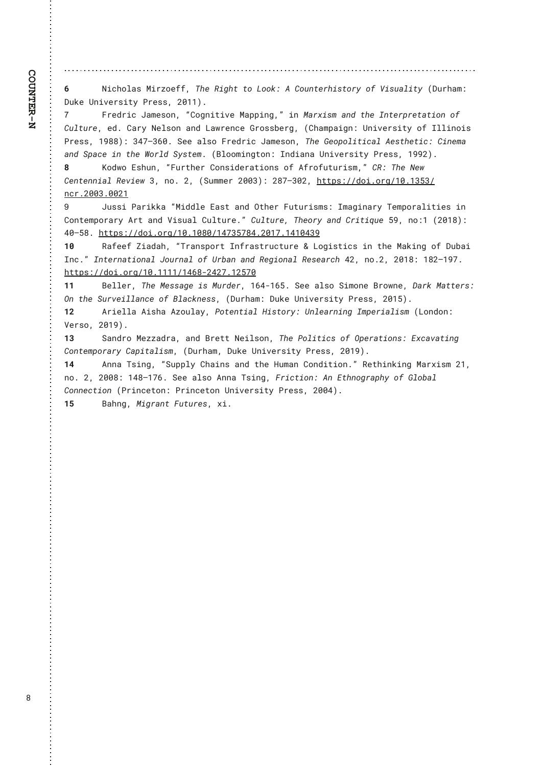**6** Nicholas Mirzoeff, *The Right to Look: A Counterhistory of Visuality* (Durham: Duke University Press, 2011).

7 Fredric Jameson, "Cognitive Mapping," in *Marxism and the Interpretation of Culture*, ed. Cary Nelson and Lawrence Grossberg, (Champaign: University of Illinois Press, 1988): 347–360. See also Fredric Jameson, *The Geopolitical Aesthetic: Cinema and Space in the World System*. (Bloomington: Indiana University Press, 1992).

**8** Kodwo Eshun, "Further Considerations of Afrofuturism," *CR: The New Centennial Review* 3, no. 2, (Summer 2003): 287–302, https://doi.org/10.1353/ncr.2003.0021

9 Jussi Parikka "Middle East and Other Futurisms: Imaginary Temporalities in Contemporary Art and Visual Culture." *Culture, Theory and Critique* 59, no:1 (2018): 40–58. https://doi.org/10.1080/14735784.2017.1410439

**10** Rafeef Ziadah, "Transport Infrastructure & Logistics in the Making of Dubai Inc." *International Journal of Urban and Regional Research* 42, no.2, 2018: 182–197. https://doi.org/10.1111/1468-2427.12570

**11** Beller, *The Message is Murder*, 164-165. See also Simone Browne, *Dark Matters: On the Surveillance of Blackness*, (Durham: Duke University Press, 2015).

**12** Ariella Aisha Azoulay, *Potential History: Unlearning Imperialism* (London: Verso, 2019).

**13** Sandro Mezzadra, and Brett Neilson, *The Politics of Operations: Excavating Contemporary Capitalism*, (Durham, Duke University Press, 2019).

**14** Anna Tsing, "Supply Chains and the Human Condition." Rethinking Marxism 21, no. 2, 2008: 148–176. See also Anna Tsing, *Friction: An Ethnography of Global Connection* (Princeton: Princeton University Press, 2004).

**15** Bahng, *Migrant Futures*, xi.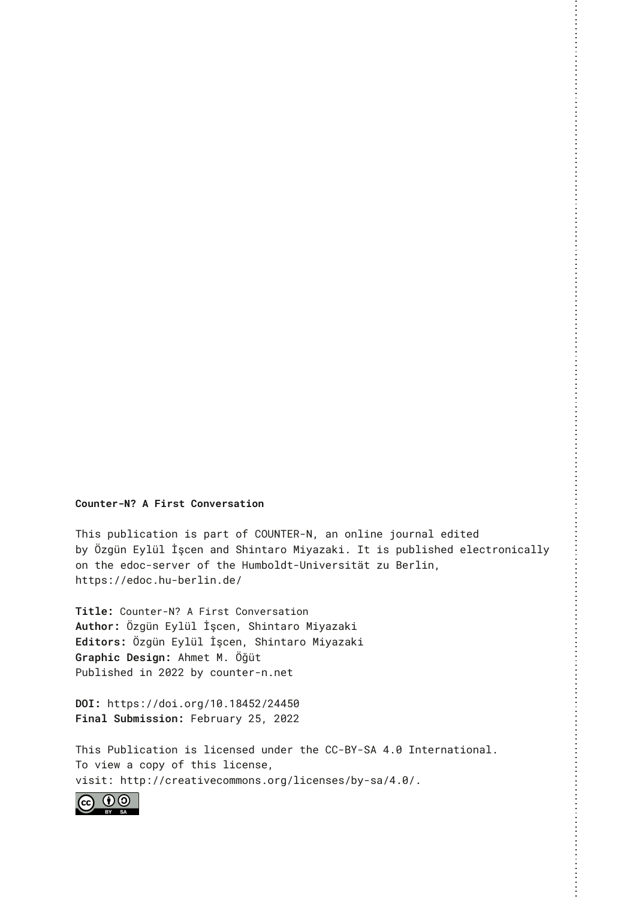**Counter-N? A First Conversation**

This publication is part of COUNTER-N, an online journal edited by Özgün Eylül İşcen and Shintaro Miyazaki. It is published electronically on the edoc-server of the Humboldt-Universität zu Berlin, https://edoc.hu-berlin.de/

**Title:** Counter-N? A First Conversation
**Author:** Özgün Eylül İşcen, Shintaro Miyazaki
**Editors:** Özgün Eylül İşcen, Shintaro Miyazaki
**Graphic Design:** Ahmet M. Öğüt
Published in 2022 by counter-n.net

**DOI:** https://doi.org/10.18452/24450
**Final Submission:** February 25, 2022

This Publication is licensed under the CC-BY-SA 4.0 International. To view a copy of this license, visit: http://creativecommons.org/licenses/by-sa/4.0/.